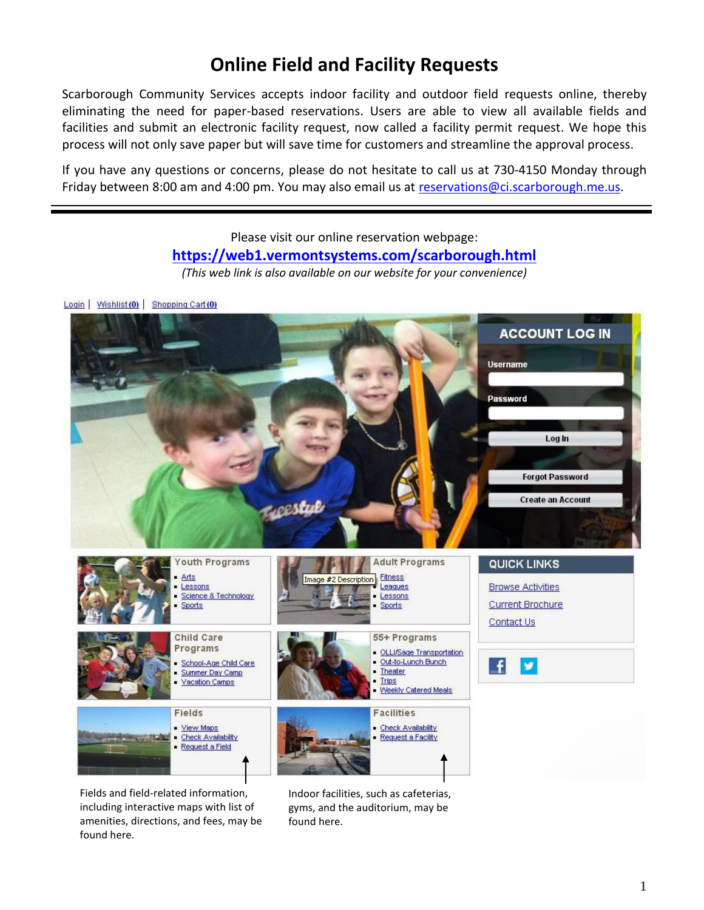# Online Field and Facility Requests

Scarborough Community Services accepts indoor facility and outdoor field requests online, thereby eliminating the need for paper-based reservations. Users are able to view all available fields and facilities and submit an electronic facility request, now called a facility permit request. We hope this process will not only save paper but will save time for customers and streamline the approval process.

If you have any questions or concerns, please do not hesitate to call us at 730-4150 Monday through Friday between 8:00 am and 4:00 pm. You may also email us at reservations@ci.scarborough.me.us.

---

Please visit our online reservation webpage:

**https://web1.vermontsystems.com/scarborough.html**

*(This web link is also available on our website for your convenience)*

Login | Wishlist (0) | Shopping Cart (0)

**ACCOUNT LOG IN**

Username

Password

Log In

Forgot Password

Create an Account

**Youth Programs**
- Arts
- Lessons
- Science & Technology
- Sports

**Adult Programs**
- Fitness
- Leagues
- Lessons
- Sports

**QUICK LINKS**

Browse Activities

Current Brochure

Contact Us

**Child Care Programs**
- School-Age Child Care
- Summer Day Camp
- Vacation Camps

**55+ Programs**
- OLLI/Sage Transportation
- Out-to-Lunch Bunch
- Theater
- Trips
- Weekly Catered Meals

**Fields**
- View Maps
- Check Availability
- Request a Field

**Facilities**
- Check Availability
- Request a Facility

Fields and field-related information, including interactive maps with list of amenities, directions, and fees, may be found here.

Indoor facilities, such as cafeterias, gyms, and the auditorium, may be found here.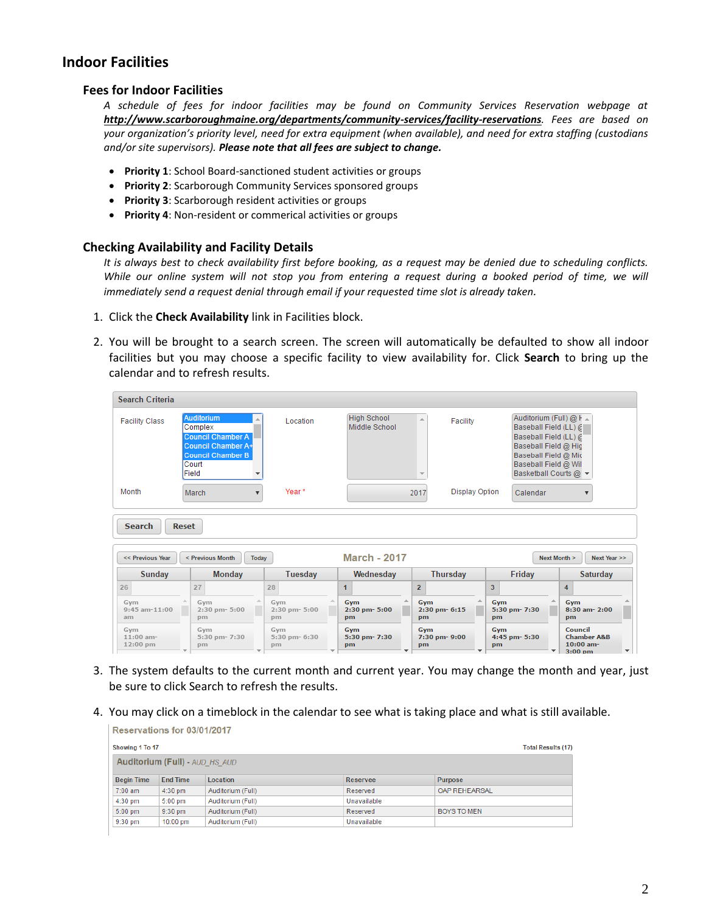# Indoor Facilities

## Fees for Indoor Facilities

*A schedule of fees for indoor facilities may be found on Community Services Reservation webpage at* ***http://www.scarboroughmaine.org/departments/community-services/facility-reservations****. Fees are based on your organization's priority level, need for extra equipment (when available), and need for extra staffing (custodians and/or site supervisors).* ***Please note that all fees are subject to change.***

- **Priority 1**: School Board-sanctioned student activities or groups
- **Priority 2**: Scarborough Community Services sponsored groups
- **Priority 3**: Scarborough resident activities or groups
- **Priority 4**: Non-resident or commerical activities or groups

## Checking Availability and Facility Details

*It is always best to check availability first before booking, as a request may be denied due to scheduling conflicts. While our online system will not stop you from entering a request during a booked period of time, we will immediately send a request denial through email if your requested time slot is already taken.*

1. Click the **Check Availability** link in Facilities block.
2. You will be brought to a search screen. The screen will automatically be defaulted to show all indoor facilities but you may choose a specific facility to view availability for. Click **Search** to bring up the calendar and to refresh results.
3. The system defaults to the current month and current year. You may change the month and year, just be sure to click Search to refresh the results.
4. You may click on a timeblock in the calendar to see what is taking place and what is still available.

**Reservations for 03/01/2017**

Showing 1 To 17 — Total Results (17)

**Auditorium (Full)** - *AUD_HS_AUD*

| Begin Time | End Time | Location | Reservee | Purpose |
|---|---|---|---|---|
| 7:00 am | 4:30 pm | Auditorium (Full) | Reserved | OAP REHEARSAL |
| 4:30 pm | 5:00 pm | Auditorium (Full) | Unavailable | |
| 5:00 pm | 9:30 pm | Auditorium (Full) | Reserved | BOYS TO MEN |
| 9:30 pm | 10:00 pm | Auditorium (Full) | Unavailable | |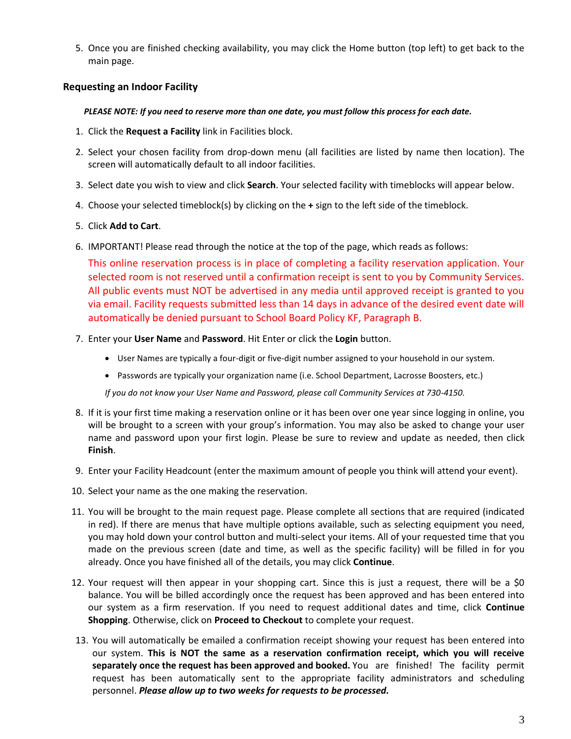5. Once you are finished checking availability, you may click the Home button (top left) to get back to the main page.

### Requesting an Indoor Facility

***PLEASE NOTE: If you need to reserve more than one date, you must follow this process for each date.***

1. Click the **Request a Facility** link in Facilities block.
2. Select your chosen facility from drop-down menu (all facilities are listed by name then location). The screen will automatically default to all indoor facilities.
3. Select date you wish to view and click **Search**. Your selected facility with timeblocks will appear below.
4. Choose your selected timeblock(s) by clicking on the **+** sign to the left side of the timeblock.
5. Click **Add to Cart**.
6. IMPORTANT! Please read through the notice at the top of the page, which reads as follows:

   This online reservation process is in place of completing a facility reservation application. Your selected room is not reserved until a confirmation receipt is sent to you by Community Services. All public events must NOT be advertised in any media until approved receipt is granted to you via email. Facility requests submitted less than 14 days in advance of the desired event date will automatically be denied pursuant to School Board Policy KF, Paragraph B.

7. Enter your **User Name** and **Password**. Hit Enter or click the **Login** button.
   - User Names are typically a four-digit or five-digit number assigned to your household in our system.
   - Passwords are typically your organization name (i.e. School Department, Lacrosse Boosters, etc.)

   *If you do not know your User Name and Password, please call Community Services at 730-4150.*

8. If it is your first time making a reservation online or it has been over one year since logging in online, you will be brought to a screen with your group's information. You may also be asked to change your user name and password upon your first login. Please be sure to review and update as needed, then click **Finish**.
9. Enter your Facility Headcount (enter the maximum amount of people you think will attend your event).
10. Select your name as the one making the reservation.
11. You will be brought to the main request page. Please complete all sections that are required (indicated in red). If there are menus that have multiple options available, such as selecting equipment you need, you may hold down your control button and multi-select your items. All of your requested time that you made on the previous screen (date and time, as well as the specific facility) will be filled in for you already. Once you have finished all of the details, you may click **Continue**.
12. Your request will then appear in your shopping cart. Since this is just a request, there will be a $0 balance. You will be billed accordingly once the request has been approved and has been entered into our system as a firm reservation. If you need to request additional dates and time, click **Continue Shopping**. Otherwise, click on **Proceed to Checkout** to complete your request.
13. You will automatically be emailed a confirmation receipt showing your request has been entered into our system. **This is NOT the same as a reservation confirmation receipt, which you will receive separately once the request has been approved and booked.** You are finished! The facility permit request has been automatically sent to the appropriate facility administrators and scheduling personnel. ***Please allow up to two weeks for requests to be processed.***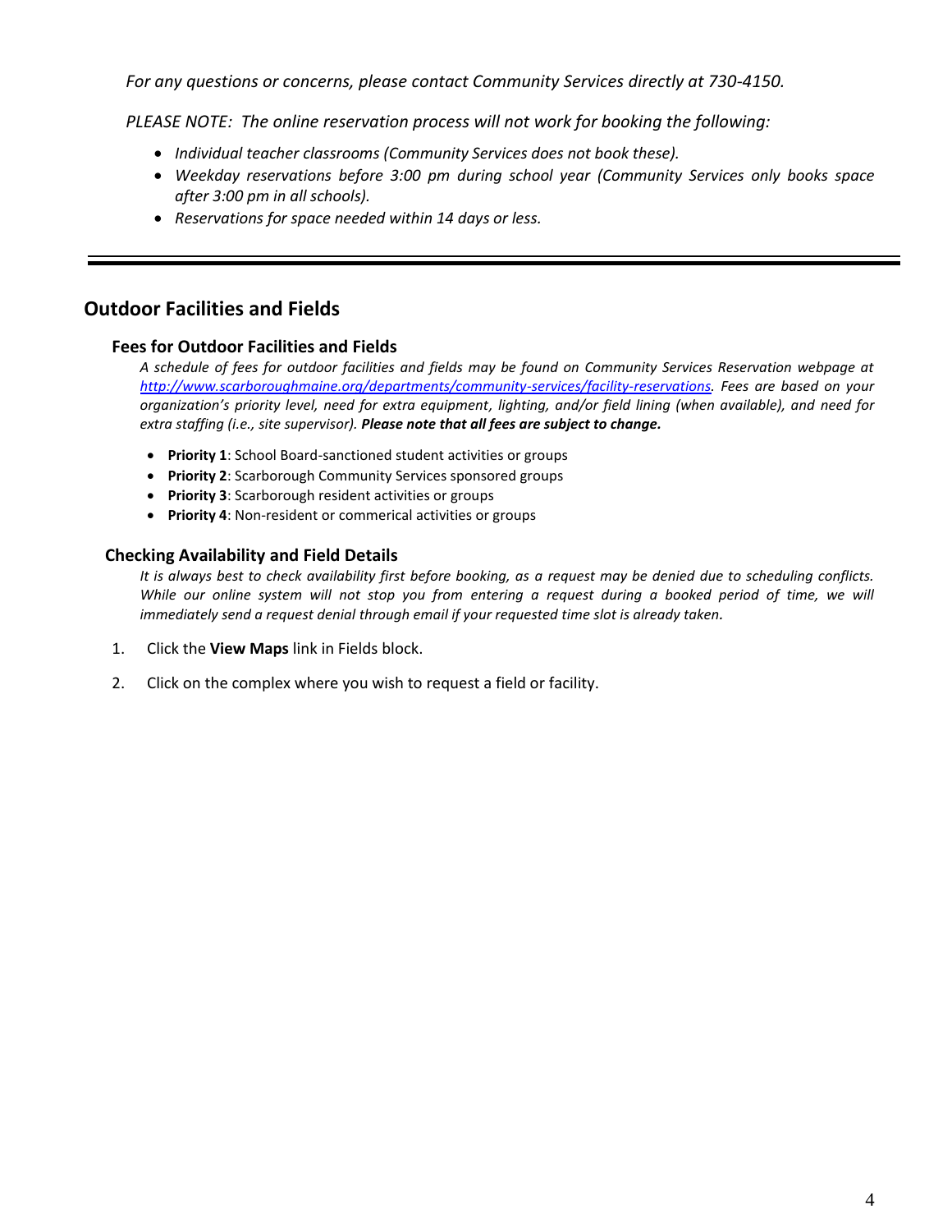*For any questions or concerns, please contact Community Services directly at 730-4150.*

*PLEASE NOTE: The online reservation process will not work for booking the following:*

- *Individual teacher classrooms (Community Services does not book these).*
- *Weekday reservations before 3:00 pm during school year (Community Services only books space after 3:00 pm in all schools).*
- *Reservations for space needed within 14 days or less.*

---

## Outdoor Facilities and Fields

### Fees for Outdoor Facilities and Fields

*A schedule of fees for outdoor facilities and fields may be found on Community Services Reservation webpage at [http://www.scarboroughmaine.org/departments/community-services/facility-reservations](http://www.scarboroughmaine.org/departments/community-services/facility-reservations). Fees are based on your organization's priority level, need for extra equipment, lighting, and/or field lining (when available), and need for extra staffing (i.e., site supervisor).* ***Please note that all fees are subject to change.***

- **Priority 1**: School Board-sanctioned student activities or groups
- **Priority 2**: Scarborough Community Services sponsored groups
- **Priority 3**: Scarborough resident activities or groups
- **Priority 4**: Non-resident or commerical activities or groups

### Checking Availability and Field Details

*It is always best to check availability first before booking, as a request may be denied due to scheduling conflicts. While our online system will not stop you from entering a request during a booked period of time, we will immediately send a request denial through email if your requested time slot is already taken.*

1. Click the **View Maps** link in Fields block.
2. Click on the complex where you wish to request a field or facility.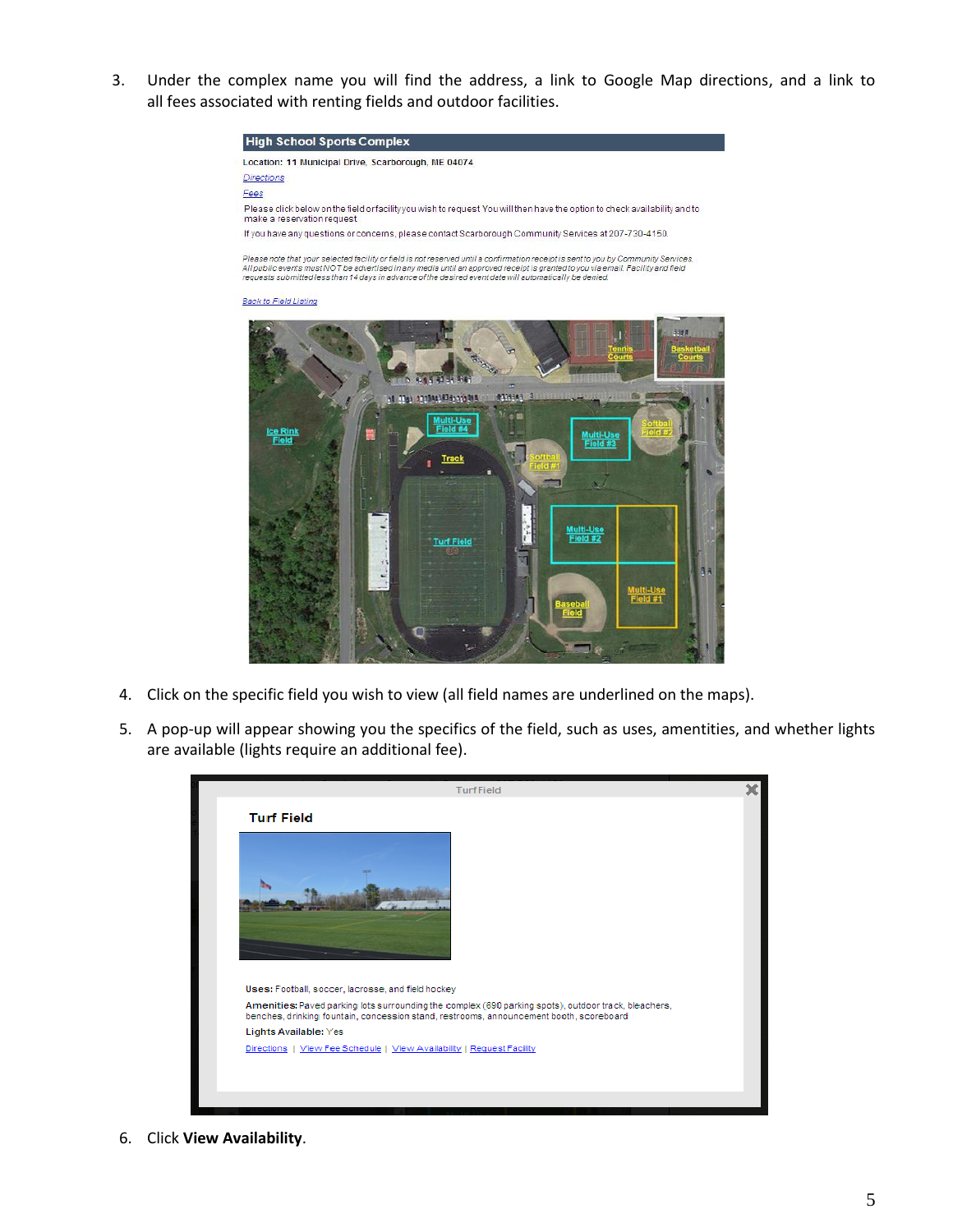3. Under the complex name you will find the address, a link to Google Map directions, and a link to all fees associated with renting fields and outdoor facilities.

**High School Sports Complex**

Location: 11 Municipal Drive, Scarborough, ME 04074

Directions

Fees

Please click below on the field or facility you wish to request You will then have the option to check availability and to make a reservation request

If you have any questions or concerns, please contact Scarborough Community Services at 207-730-4150.

*Please note that your selected facility or field is not reserved until a confirmation receipt is sent to you by Community Services. All public events must NOT be advertised in any media until an approved receipt is granted to you via email. Facility and field requests submitted less than 14 days in advance of the desired event date will automatically be denied.*

Back to Field Listing

Tennis Courts | Basketball Courts | Ice Rink Field | Multi-Use Field #4 | Multi-Use Field #3 | Softball Field #2 | Track | Softball Field #1 | Turf Field | Multi-Use Field #2 | Multi-Use Field #1 | Baseball Field

4. Click on the specific field you wish to view (all field names are underlined on the maps).

5. A pop-up will appear showing you the specifics of the field, such as uses, amentities, and whether lights are available (lights require an additional fee).

Turf Field

**Turf Field**

**Uses:** Football, soccer, lacrosse, and field hockey

**Amenities:** Paved parking lots surrounding the complex (690 parking spots), outdoor track, bleachers, benches, drinking fountain, concession stand, restrooms, announcement booth, scoreboard

**Lights Available:** Yes

Directions | View Fee Schedule | View Availability | Request Facility

6. Click **View Availability**.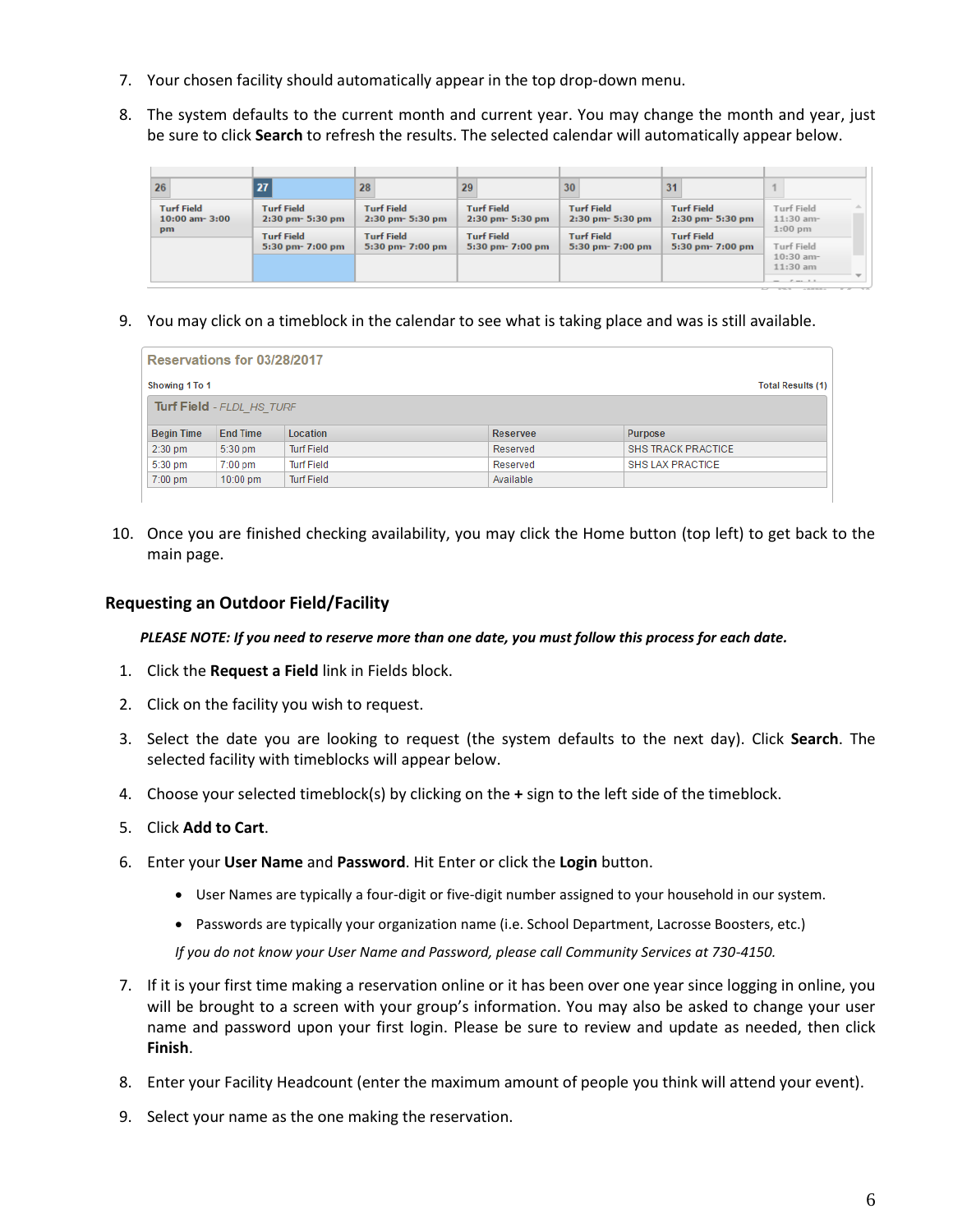7. Your chosen facility should automatically appear in the top drop-down menu.

8. The system defaults to the current month and current year. You may change the month and year, just be sure to click **Search** to refresh the results. The selected calendar will automatically appear below.

| 26 | 27 | 28 | 29 | 30 | 31 | 1 |
|---|---|---|---|---|---|---|
| Turf Field 10:00 am- 3:00 pm | Turf Field 2:30 pm- 5:30 pm | Turf Field 2:30 pm- 5:30 pm | Turf Field 2:30 pm- 5:30 pm | Turf Field 2:30 pm- 5:30 pm | Turf Field 2:30 pm- 5:30 pm | Turf Field 11:30 am- 1:00 pm |
| | Turf Field 5:30 pm- 7:00 pm | Turf Field 5:30 pm- 7:00 pm | Turf Field 5:30 pm- 7:00 pm | Turf Field 5:30 pm- 7:00 pm | Turf Field 5:30 pm- 7:00 pm | Turf Field 10:30 am- 11:30 am |

9. You may click on a timeblock in the calendar to see what is taking place and was is still available.

**Reservations for 03/28/2017**

Showing 1 To 1 — Total Results (1)

Turf Field - *FLDL_HS_TURF*

| Begin Time | End Time | Location | Reserve | Purpose |
|---|---|---|---|---|
| 2:30 pm | 5:30 pm | Turf Field | Reserved | SHS TRACK PRACTICE |
| 5:30 pm | 7:00 pm | Turf Field | Reserved | SHS LAX PRACTICE |
| 7:00 pm | 10:00 pm | Turf Field | Available | |

10. Once you are finished checking availability, you may click the Home button (top left) to get back to the main page.

### Requesting an Outdoor Field/Facility

***PLEASE NOTE: If you need to reserve more than one date, you must follow this process for each date.***

1. Click the **Request a Field** link in Fields block.
2. Click on the facility you wish to request.
3. Select the date you are looking to request (the system defaults to the next day). Click **Search**. The selected facility with timeblocks will appear below.
4. Choose your selected timeblock(s) by clicking on the **+** sign to the left side of the timeblock.
5. Click **Add to Cart**.
6. Enter your **User Name** and **Password**. Hit Enter or click the **Login** button.
   - User Names are typically a four-digit or five-digit number assigned to your household in our system.
   - Passwords are typically your organization name (i.e. School Department, Lacrosse Boosters, etc.)

   *If you do not know your User Name and Password, please call Community Services at 730-4150.*
7. If it is your first time making a reservation online or it has been over one year since logging in online, you will be brought to a screen with your group's information. You may also be asked to change your user name and password upon your first login. Please be sure to review and update as needed, then click **Finish**.
8. Enter your Facility Headcount (enter the maximum amount of people you think will attend your event).
9. Select your name as the one making the reservation.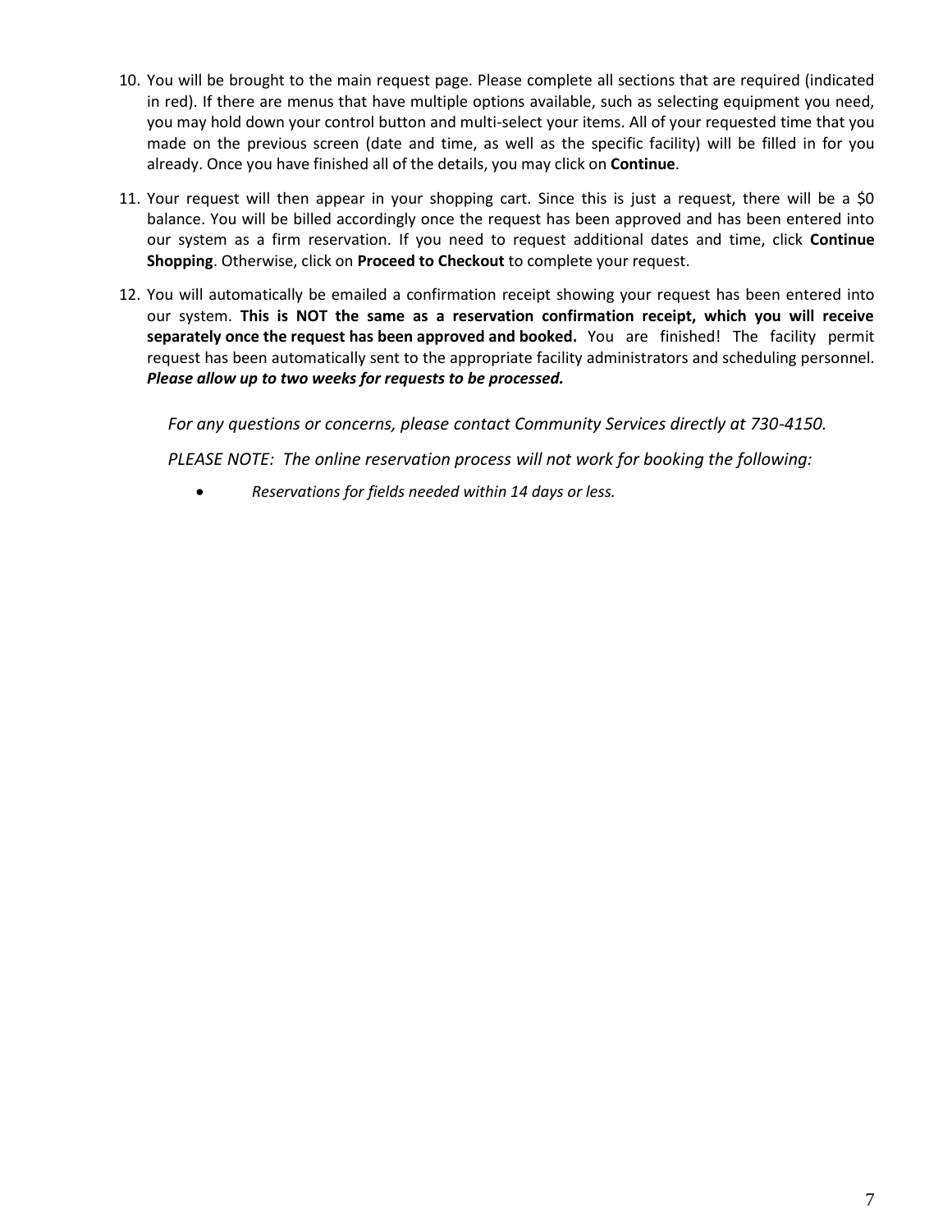10. You will be brought to the main request page. Please complete all sections that are required (indicated in red). If there are menus that have multiple options available, such as selecting equipment you need, you may hold down your control button and multi-select your items. All of your requested time that you made on the previous screen (date and time, as well as the specific facility) will be filled in for you already. Once you have finished all of the details, you may click on **Continue**.

11. Your request will then appear in your shopping cart. Since this is just a request, there will be a $0 balance. You will be billed accordingly once the request has been approved and has been entered into our system as a firm reservation. If you need to request additional dates and time, click **Continue Shopping**. Otherwise, click on **Proceed to Checkout** to complete your request.

12. You will automatically be emailed a confirmation receipt showing your request has been entered into our system. **This is NOT the same as a reservation confirmation receipt, which you will receive separately once the request has been approved and booked.** You are finished! The facility permit request has been automatically sent to the appropriate facility administrators and scheduling personnel. ***Please allow up to two weeks for requests to be processed.***

*For any questions or concerns, please contact Community Services directly at 730-4150.*

*PLEASE NOTE: The online reservation process will not work for booking the following:*

- *Reservations for fields needed within 14 days or less.*